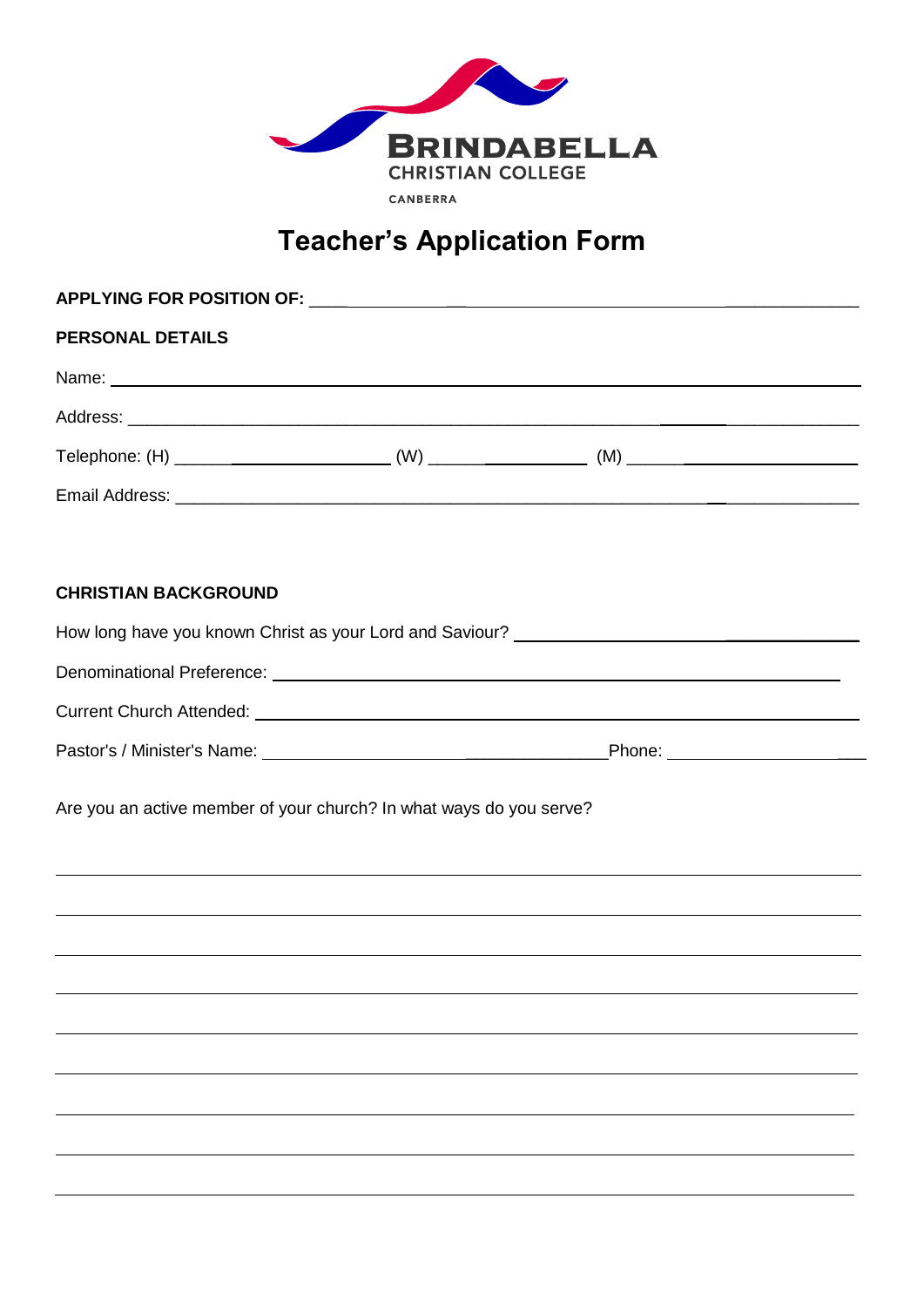BRINDABELLA
CHRISTIAN COLLEGE
CANBERRA

# Teacher's Application Form

**APPLYING FOR POSITION OF:** ______________________________________________

**PERSONAL DETAILS**

Name: ______________________________________________

Address: ______________________________________________

Telephone: (H) ____________________ (W) ________________ (M) ____________________

Email Address: ______________________________________________

**CHRISTIAN BACKGROUND**

How long have you known Christ as your Lord and Saviour? ____________________

Denominational Preference: ______________________________________________

Current Church Attended: ______________________________________________

Pastor's / Minister's Name: ______________________________ Phone: ____________________

Are you an active member of your church? In what ways do you serve?

______________________________________________

______________________________________________

______________________________________________

______________________________________________

______________________________________________

______________________________________________

______________________________________________

______________________________________________

______________________________________________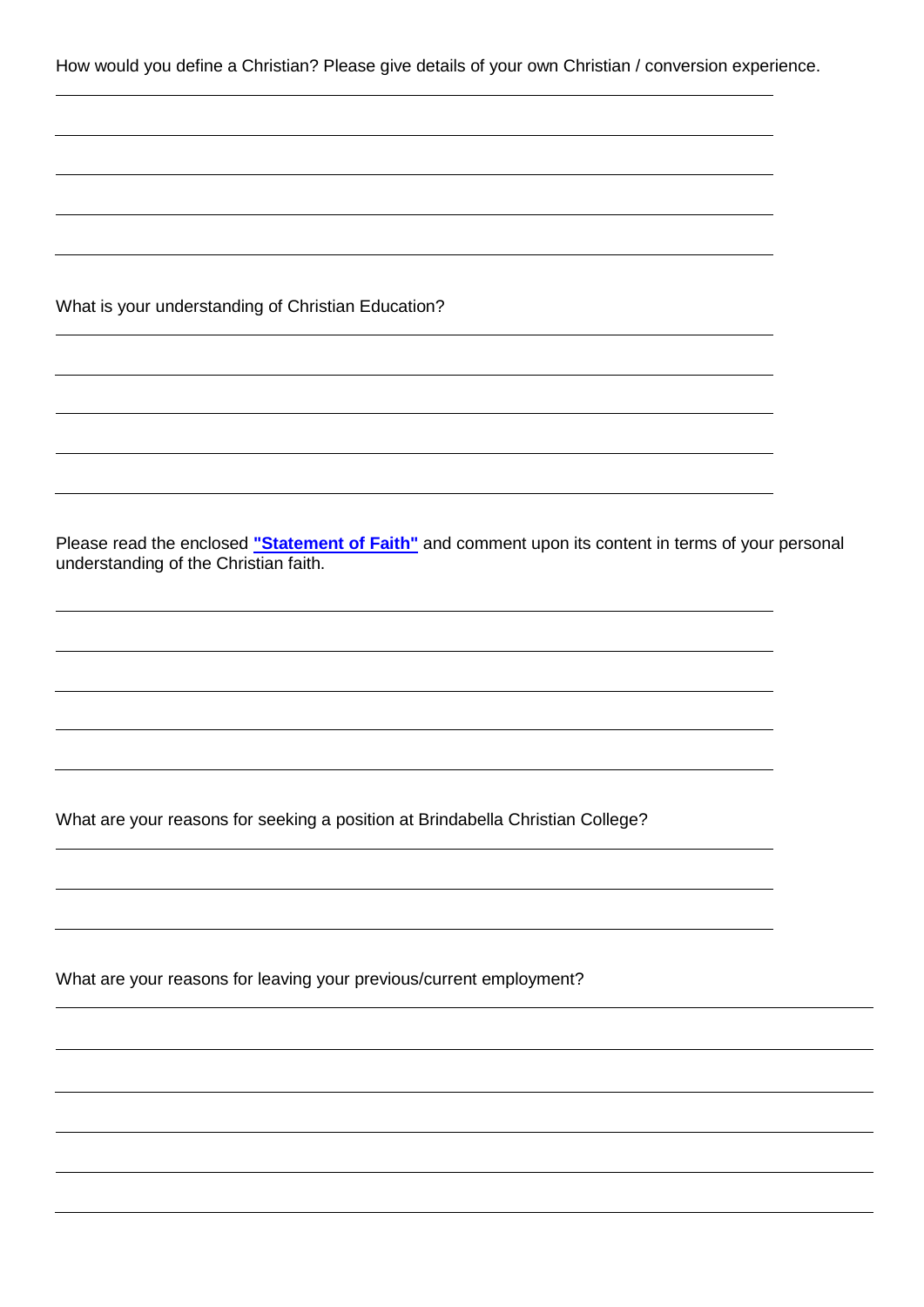How would you define a Christian? Please give details of your own Christian / conversion experience.

What is your understanding of Christian Education?

Please read the enclosed **"Statement of Faith"** and comment upon its content in terms of your personal understanding of the Christian faith.

What are your reasons for seeking a position at Brindabella Christian College?

What are your reasons for leaving your previous/current employment?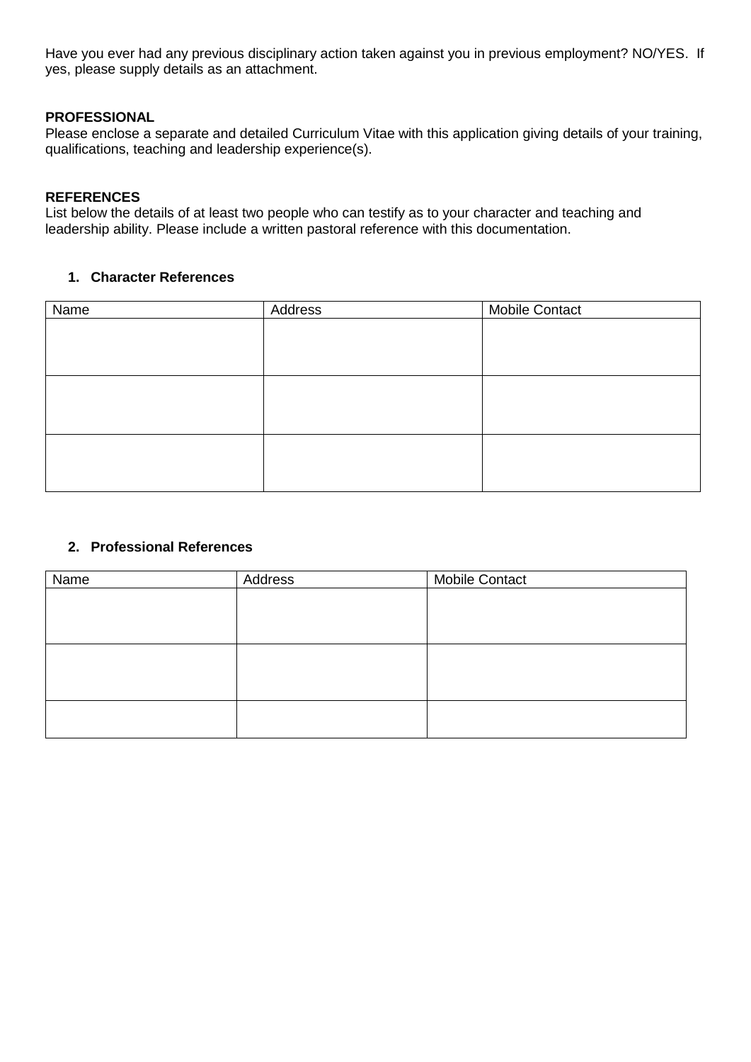Have you ever had any previous disciplinary action taken against you in previous employment? NO/YES. If yes, please supply details as an attachment.

**PROFESSIONAL**
Please enclose a separate and detailed Curriculum Vitae with this application giving details of your training, qualifications, teaching and leadership experience(s).

**REFERENCES**
List below the details of at least two people who can testify as to your character and teaching and leadership ability. Please include a written pastoral reference with this documentation.

1. **Character References**

| Name | Address | Mobile Contact |
|---|---|---|
| | | |
| | | |
| | | |

2. **Professional References**

| Name | Address | Mobile Contact |
|---|---|---|
| | | |
| | | |
| | | |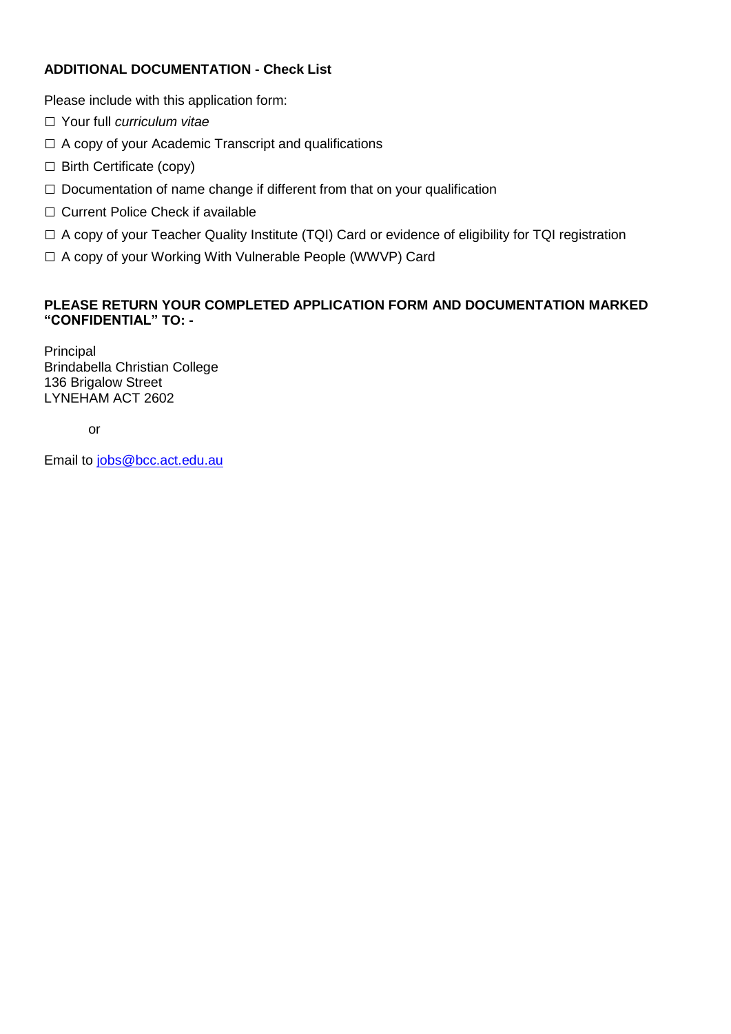**ADDITIONAL DOCUMENTATION - Check List**

Please include with this application form:

☐ Your full *curriculum vitae*

☐ A copy of your Academic Transcript and qualifications

☐ Birth Certificate (copy)

☐ Documentation of name change if different from that on your qualification

☐ Current Police Check if available

☐ A copy of your Teacher Quality Institute (TQI) Card or evidence of eligibility for TQI registration

☐ A copy of your Working With Vulnerable People (WWVP) Card

**PLEASE RETURN YOUR COMPLETED APPLICATION FORM AND DOCUMENTATION MARKED "CONFIDENTIAL" TO: -**

Principal  
Brindabella Christian College  
136 Brigalow Street  
LYNEHAM ACT 2602

or

Email to jobs@bcc.act.edu.au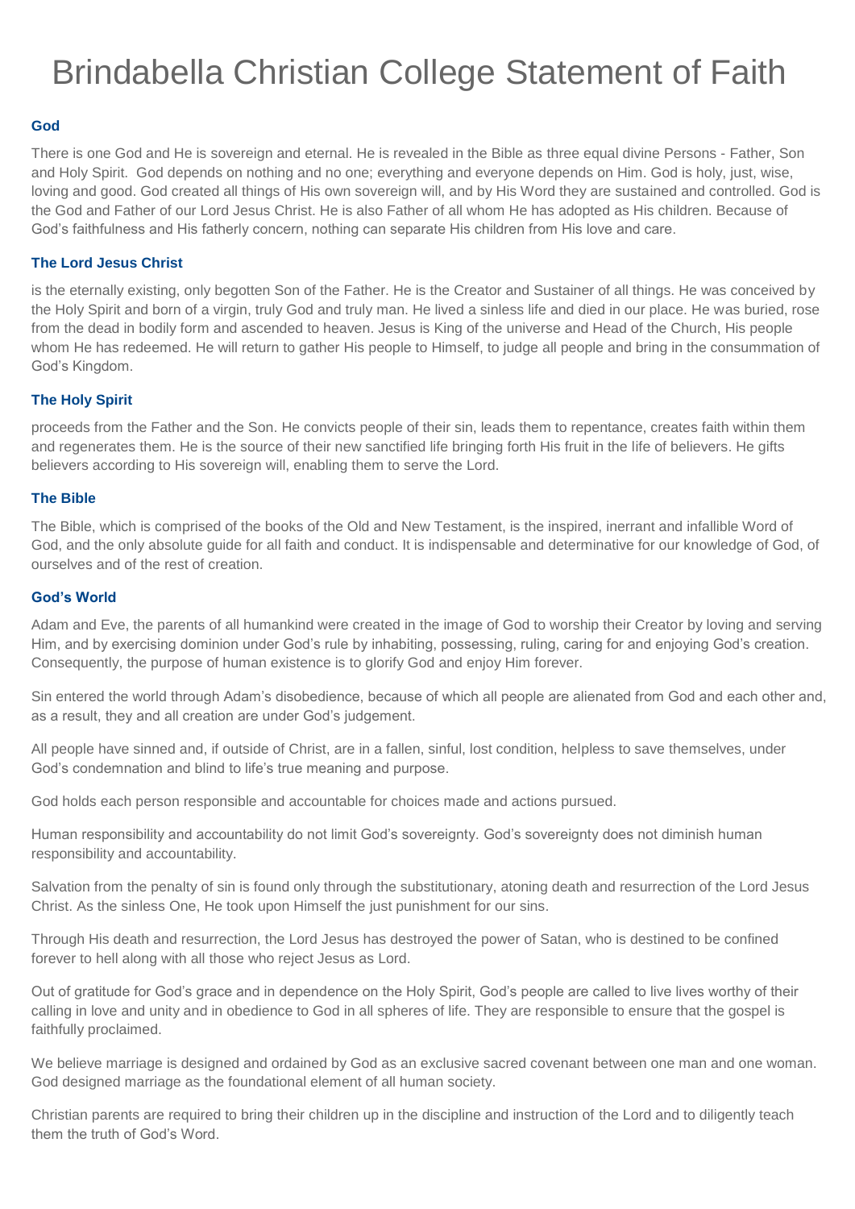# Brindabella Christian College Statement of Faith

### God

There is one God and He is sovereign and eternal. He is revealed in the Bible as three equal divine Persons - Father, Son and Holy Spirit. God depends on nothing and no one; everything and everyone depends on Him. God is holy, just, wise, loving and good. God created all things of His own sovereign will, and by His Word they are sustained and controlled. God is the God and Father of our Lord Jesus Christ. He is also Father of all whom He has adopted as His children. Because of God's faithfulness and His fatherly concern, nothing can separate His children from His love and care.

### The Lord Jesus Christ

is the eternally existing, only begotten Son of the Father. He is the Creator and Sustainer of all things. He was conceived by the Holy Spirit and born of a virgin, truly God and truly man. He lived a sinless life and died in our place. He was buried, rose from the dead in bodily form and ascended to heaven. Jesus is King of the universe and Head of the Church, His people whom He has redeemed. He will return to gather His people to Himself, to judge all people and bring in the consummation of God's Kingdom.

### The Holy Spirit

proceeds from the Father and the Son. He convicts people of their sin, leads them to repentance, creates faith within them and regenerates them. He is the source of their new sanctified life bringing forth His fruit in the life of believers. He gifts believers according to His sovereign will, enabling them to serve the Lord.

### The Bible

The Bible, which is comprised of the books of the Old and New Testament, is the inspired, inerrant and infallible Word of God, and the only absolute guide for all faith and conduct. It is indispensable and determinative for our knowledge of God, of ourselves and of the rest of creation.

### God's World

Adam and Eve, the parents of all humankind were created in the image of God to worship their Creator by loving and serving Him, and by exercising dominion under God's rule by inhabiting, possessing, ruling, caring for and enjoying God's creation. Consequently, the purpose of human existence is to glorify God and enjoy Him forever.

Sin entered the world through Adam's disobedience, because of which all people are alienated from God and each other and, as a result, they and all creation are under God's judgement.

All people have sinned and, if outside of Christ, are in a fallen, sinful, lost condition, helpless to save themselves, under God's condemnation and blind to life's true meaning and purpose.

God holds each person responsible and accountable for choices made and actions pursued.

Human responsibility and accountability do not limit God's sovereignty. God's sovereignty does not diminish human responsibility and accountability.

Salvation from the penalty of sin is found only through the substitutionary, atoning death and resurrection of the Lord Jesus Christ. As the sinless One, He took upon Himself the just punishment for our sins.

Through His death and resurrection, the Lord Jesus has destroyed the power of Satan, who is destined to be confined forever to hell along with all those who reject Jesus as Lord.

Out of gratitude for God's grace and in dependence on the Holy Spirit, God's people are called to live lives worthy of their calling in love and unity and in obedience to God in all spheres of life. They are responsible to ensure that the gospel is faithfully proclaimed.

We believe marriage is designed and ordained by God as an exclusive sacred covenant between one man and one woman. God designed marriage as the foundational element of all human society.

Christian parents are required to bring their children up in the discipline and instruction of the Lord and to diligently teach them the truth of God's Word.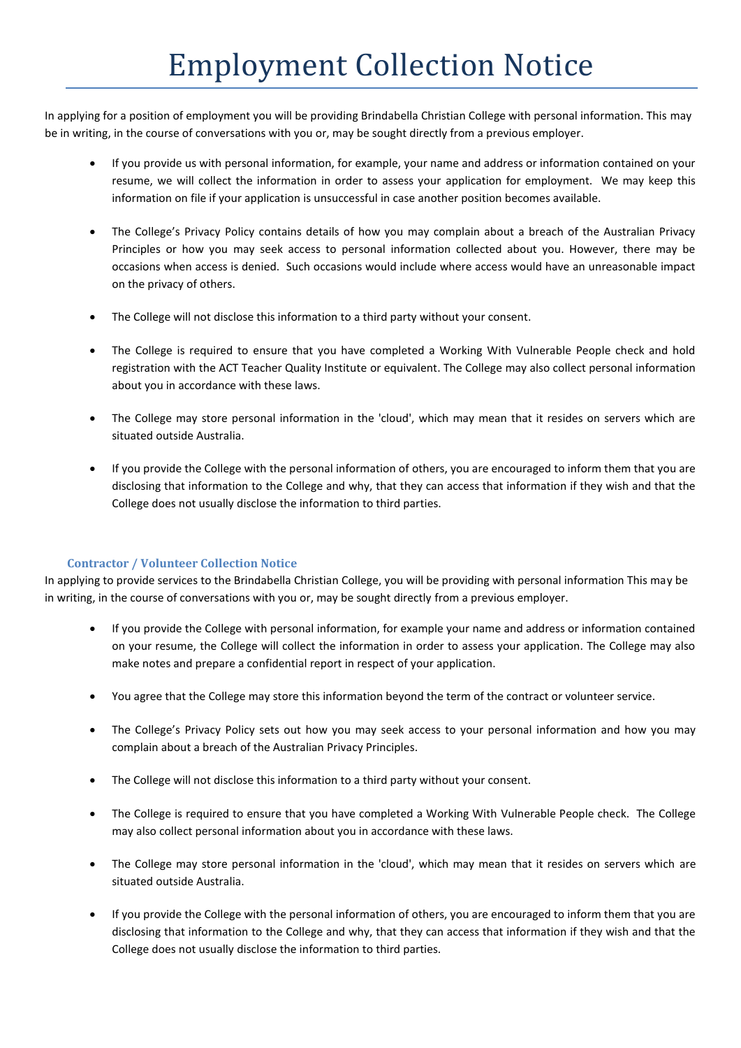# Employment Collection Notice

In applying for a position of employment you will be providing Brindabella Christian College with personal information. This may be in writing, in the course of conversations with you or, may be sought directly from a previous employer.

- If you provide us with personal information, for example, your name and address or information contained on your resume, we will collect the information in order to assess your application for employment. We may keep this information on file if your application is unsuccessful in case another position becomes available.
- The College's Privacy Policy contains details of how you may complain about a breach of the Australian Privacy Principles or how you may seek access to personal information collected about you. However, there may be occasions when access is denied. Such occasions would include where access would have an unreasonable impact on the privacy of others.
- The College will not disclose this information to a third party without your consent.
- The College is required to ensure that you have completed a Working With Vulnerable People check and hold registration with the ACT Teacher Quality Institute or equivalent. The College may also collect personal information about you in accordance with these laws.
- The College may store personal information in the 'cloud', which may mean that it resides on servers which are situated outside Australia.
- If you provide the College with the personal information of others, you are encouraged to inform them that you are disclosing that information to the College and why, that they can access that information if they wish and that the College does not usually disclose the information to third parties.

## Contractor / Volunteer Collection Notice

In applying to provide services to the Brindabella Christian College, you will be providing with personal information This may be in writing, in the course of conversations with you or, may be sought directly from a previous employer.

- If you provide the College with personal information, for example your name and address or information contained on your resume, the College will collect the information in order to assess your application. The College may also make notes and prepare a confidential report in respect of your application.
- You agree that the College may store this information beyond the term of the contract or volunteer service.
- The College's Privacy Policy sets out how you may seek access to your personal information and how you may complain about a breach of the Australian Privacy Principles.
- The College will not disclose this information to a third party without your consent.
- The College is required to ensure that you have completed a Working With Vulnerable People check. The College may also collect personal information about you in accordance with these laws.
- The College may store personal information in the 'cloud', which may mean that it resides on servers which are situated outside Australia.
- If you provide the College with the personal information of others, you are encouraged to inform them that you are disclosing that information to the College and why, that they can access that information if they wish and that the College does not usually disclose the information to third parties.